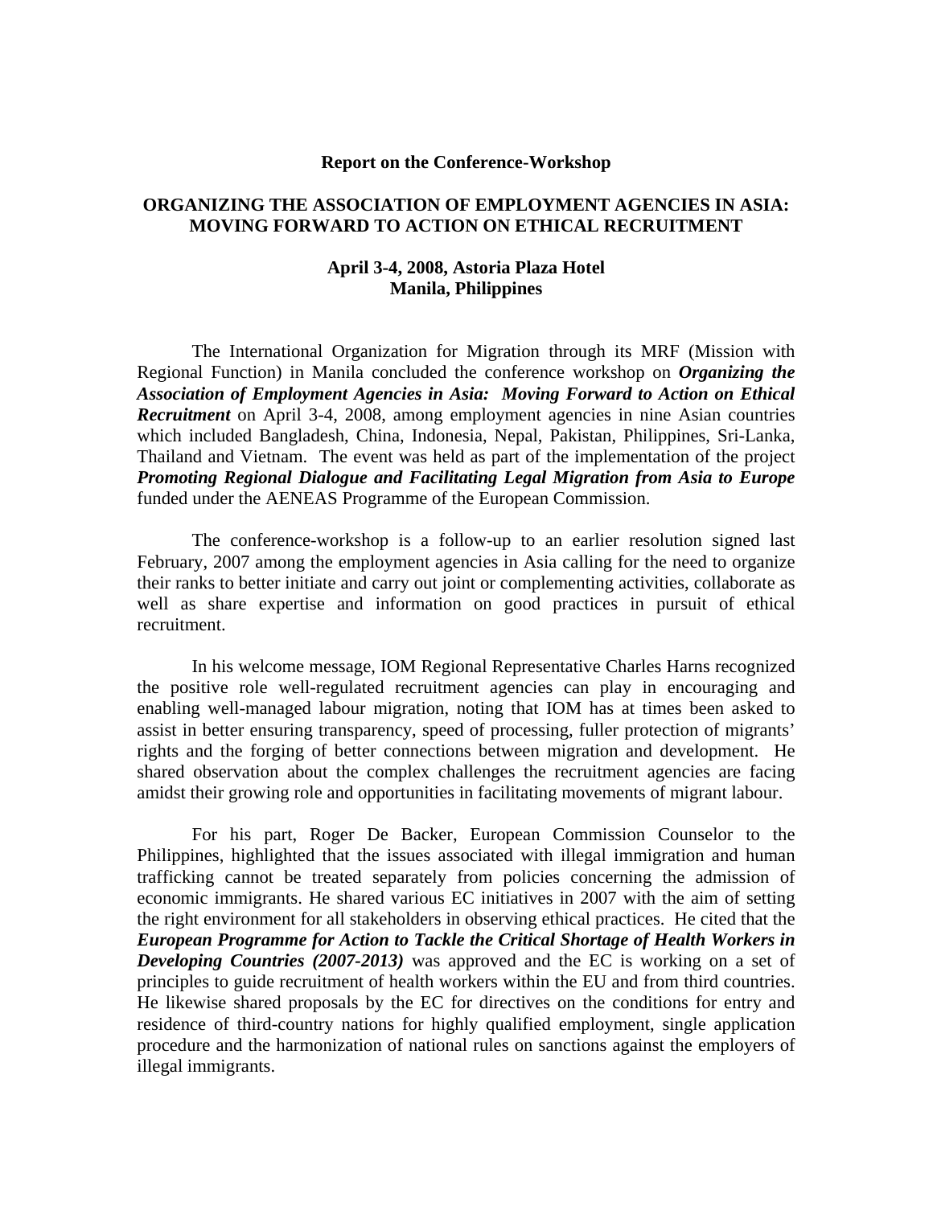**Report on the Conference-Workshop**

# ORGANIZING THE ASSOCIATION OF EMPLOYMENT AGENCIES IN ASIA: MOVING FORWARD TO ACTION ON ETHICAL RECRUITMENT

**April 3-4, 2008, Astoria Plaza Hotel**
**Manila, Philippines**

The International Organization for Migration through its MRF (Mission with Regional Function) in Manila concluded the conference workshop on ***Organizing the Association of Employment Agencies in Asia: Moving Forward to Action on Ethical Recruitment*** on April 3-4, 2008, among employment agencies in nine Asian countries which included Bangladesh, China, Indonesia, Nepal, Pakistan, Philippines, Sri-Lanka, Thailand and Vietnam. The event was held as part of the implementation of the project ***Promoting Regional Dialogue and Facilitating Legal Migration from Asia to Europe*** funded under the AENEAS Programme of the European Commission.

The conference-workshop is a follow-up to an earlier resolution signed last February, 2007 among the employment agencies in Asia calling for the need to organize their ranks to better initiate and carry out joint or complementing activities, collaborate as well as share expertise and information on good practices in pursuit of ethical recruitment.

In his welcome message, IOM Regional Representative Charles Harns recognized the positive role well-regulated recruitment agencies can play in encouraging and enabling well-managed labour migration, noting that IOM has at times been asked to assist in better ensuring transparency, speed of processing, fuller protection of migrants' rights and the forging of better connections between migration and development. He shared observation about the complex challenges the recruitment agencies are facing amidst their growing role and opportunities in facilitating movements of migrant labour.

For his part, Roger De Backer, European Commission Counselor to the Philippines, highlighted that the issues associated with illegal immigration and human trafficking cannot be treated separately from policies concerning the admission of economic immigrants. He shared various EC initiatives in 2007 with the aim of setting the right environment for all stakeholders in observing ethical practices. He cited that the ***European Programme for Action to Tackle the Critical Shortage of Health Workers in Developing Countries (2007-2013)*** was approved and the EC is working on a set of principles to guide recruitment of health workers within the EU and from third countries. He likewise shared proposals by the EC for directives on the conditions for entry and residence of third-country nations for highly qualified employment, single application procedure and the harmonization of national rules on sanctions against the employers of illegal immigrants.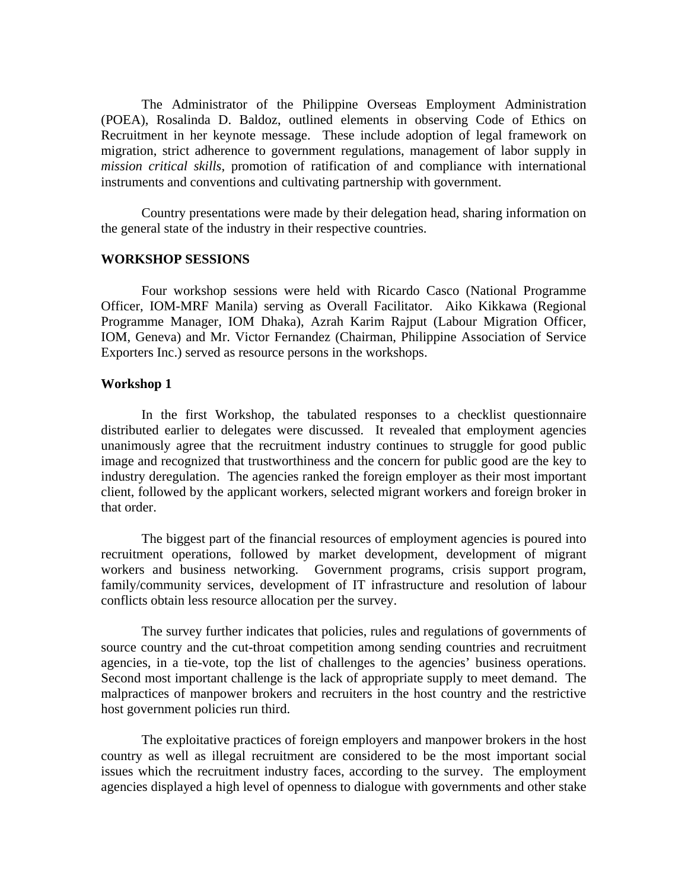The Administrator of the Philippine Overseas Employment Administration (POEA), Rosalinda D. Baldoz, outlined elements in observing Code of Ethics on Recruitment in her keynote message. These include adoption of legal framework on migration, strict adherence to government regulations, management of labor supply in *mission critical skills*, promotion of ratification of and compliance with international instruments and conventions and cultivating partnership with government.

Country presentations were made by their delegation head, sharing information on the general state of the industry in their respective countries.

## WORKSHOP SESSIONS

Four workshop sessions were held with Ricardo Casco (National Programme Officer, IOM-MRF Manila) serving as Overall Facilitator. Aiko Kikkawa (Regional Programme Manager, IOM Dhaka), Azrah Karim Rajput (Labour Migration Officer, IOM, Geneva) and Mr. Victor Fernandez (Chairman, Philippine Association of Service Exporters Inc.) served as resource persons in the workshops.

### Workshop 1

In the first Workshop, the tabulated responses to a checklist questionnaire distributed earlier to delegates were discussed. It revealed that employment agencies unanimously agree that the recruitment industry continues to struggle for good public image and recognized that trustworthiness and the concern for public good are the key to industry deregulation. The agencies ranked the foreign employer as their most important client, followed by the applicant workers, selected migrant workers and foreign broker in that order.

The biggest part of the financial resources of employment agencies is poured into recruitment operations, followed by market development, development of migrant workers and business networking. Government programs, crisis support program, family/community services, development of IT infrastructure and resolution of labour conflicts obtain less resource allocation per the survey.

The survey further indicates that policies, rules and regulations of governments of source country and the cut-throat competition among sending countries and recruitment agencies, in a tie-vote, top the list of challenges to the agencies' business operations. Second most important challenge is the lack of appropriate supply to meet demand. The malpractices of manpower brokers and recruiters in the host country and the restrictive host government policies run third.

The exploitative practices of foreign employers and manpower brokers in the host country as well as illegal recruitment are considered to be the most important social issues which the recruitment industry faces, according to the survey. The employment agencies displayed a high level of openness to dialogue with governments and other stake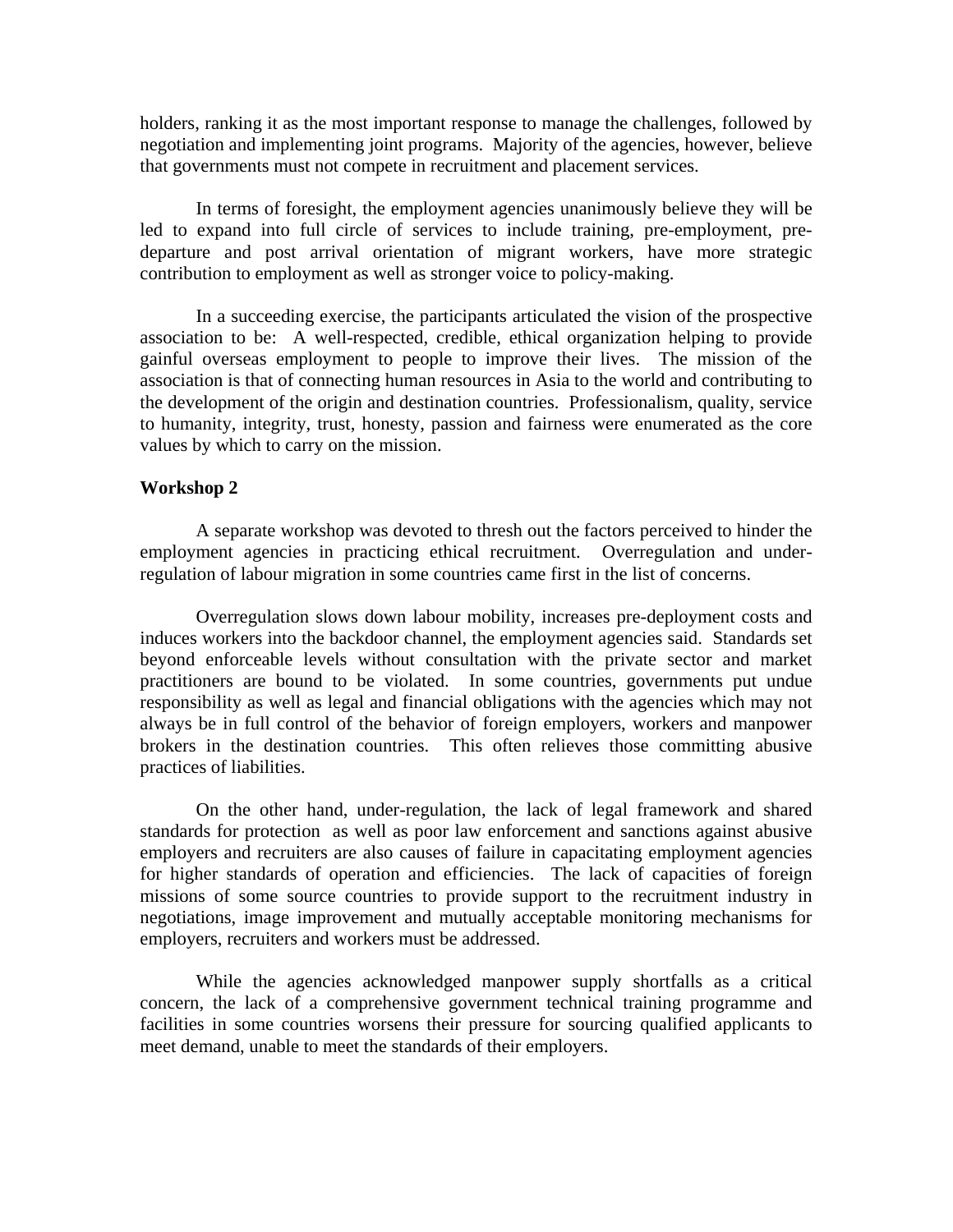holders, ranking it as the most important response to manage the challenges, followed by negotiation and implementing joint programs. Majority of the agencies, however, believe that governments must not compete in recruitment and placement services.

In terms of foresight, the employment agencies unanimously believe they will be led to expand into full circle of services to include training, pre-employment, pre-departure and post arrival orientation of migrant workers, have more strategic contribution to employment as well as stronger voice to policy-making.

In a succeeding exercise, the participants articulated the vision of the prospective association to be: A well-respected, credible, ethical organization helping to provide gainful overseas employment to people to improve their lives. The mission of the association is that of connecting human resources in Asia to the world and contributing to the development of the origin and destination countries. Professionalism, quality, service to humanity, integrity, trust, honesty, passion and fairness were enumerated as the core values by which to carry on the mission.

**Workshop 2**

A separate workshop was devoted to thresh out the factors perceived to hinder the employment agencies in practicing ethical recruitment. Overregulation and under-regulation of labour migration in some countries came first in the list of concerns.

Overregulation slows down labour mobility, increases pre-deployment costs and induces workers into the backdoor channel, the employment agencies said. Standards set beyond enforceable levels without consultation with the private sector and market practitioners are bound to be violated. In some countries, governments put undue responsibility as well as legal and financial obligations with the agencies which may not always be in full control of the behavior of foreign employers, workers and manpower brokers in the destination countries. This often relieves those committing abusive practices of liabilities.

On the other hand, under-regulation, the lack of legal framework and shared standards for protection as well as poor law enforcement and sanctions against abusive employers and recruiters are also causes of failure in capacitating employment agencies for higher standards of operation and efficiencies. The lack of capacities of foreign missions of some source countries to provide support to the recruitment industry in negotiations, image improvement and mutually acceptable monitoring mechanisms for employers, recruiters and workers must be addressed.

While the agencies acknowledged manpower supply shortfalls as a critical concern, the lack of a comprehensive government technical training programme and facilities in some countries worsens their pressure for sourcing qualified applicants to meet demand, unable to meet the standards of their employers.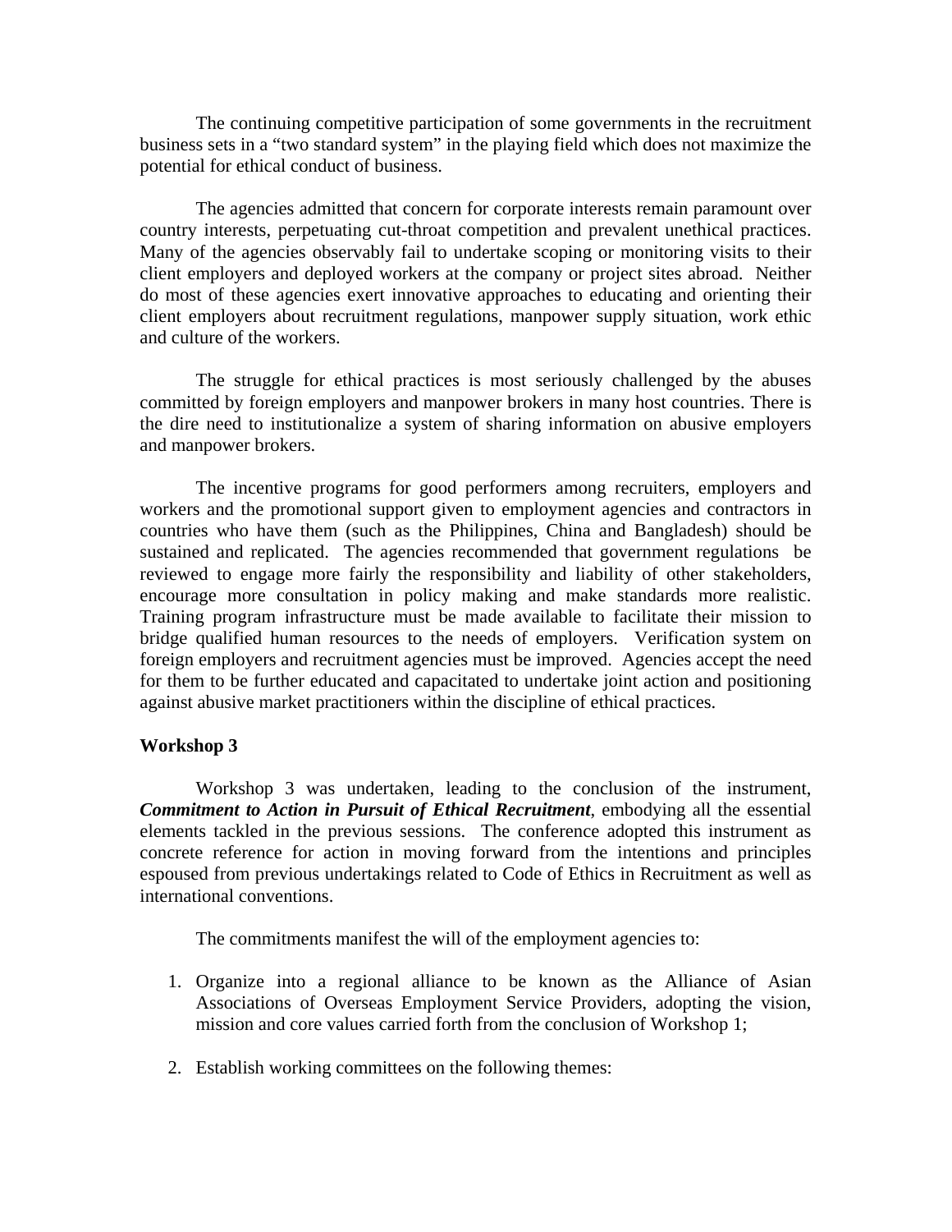The continuing competitive participation of some governments in the recruitment business sets in a "two standard system" in the playing field which does not maximize the potential for ethical conduct of business.

The agencies admitted that concern for corporate interests remain paramount over country interests, perpetuating cut-throat competition and prevalent unethical practices. Many of the agencies observably fail to undertake scoping or monitoring visits to their client employers and deployed workers at the company or project sites abroad. Neither do most of these agencies exert innovative approaches to educating and orienting their client employers about recruitment regulations, manpower supply situation, work ethic and culture of the workers.

The struggle for ethical practices is most seriously challenged by the abuses committed by foreign employers and manpower brokers in many host countries. There is the dire need to institutionalize a system of sharing information on abusive employers and manpower brokers.

The incentive programs for good performers among recruiters, employers and workers and the promotional support given to employment agencies and contractors in countries who have them (such as the Philippines, China and Bangladesh) should be sustained and replicated. The agencies recommended that government regulations be reviewed to engage more fairly the responsibility and liability of other stakeholders, encourage more consultation in policy making and make standards more realistic. Training program infrastructure must be made available to facilitate their mission to bridge qualified human resources to the needs of employers. Verification system on foreign employers and recruitment agencies must be improved. Agencies accept the need for them to be further educated and capacitated to undertake joint action and positioning against abusive market practitioners within the discipline of ethical practices.

**Workshop 3**

Workshop 3 was undertaken, leading to the conclusion of the instrument, ***Commitment to Action in Pursuit of Ethical Recruitment***, embodying all the essential elements tackled in the previous sessions. The conference adopted this instrument as concrete reference for action in moving forward from the intentions and principles espoused from previous undertakings related to Code of Ethics in Recruitment as well as international conventions.

The commitments manifest the will of the employment agencies to:

1. Organize into a regional alliance to be known as the Alliance of Asian Associations of Overseas Employment Service Providers, adopting the vision, mission and core values carried forth from the conclusion of Workshop 1;

2. Establish working committees on the following themes: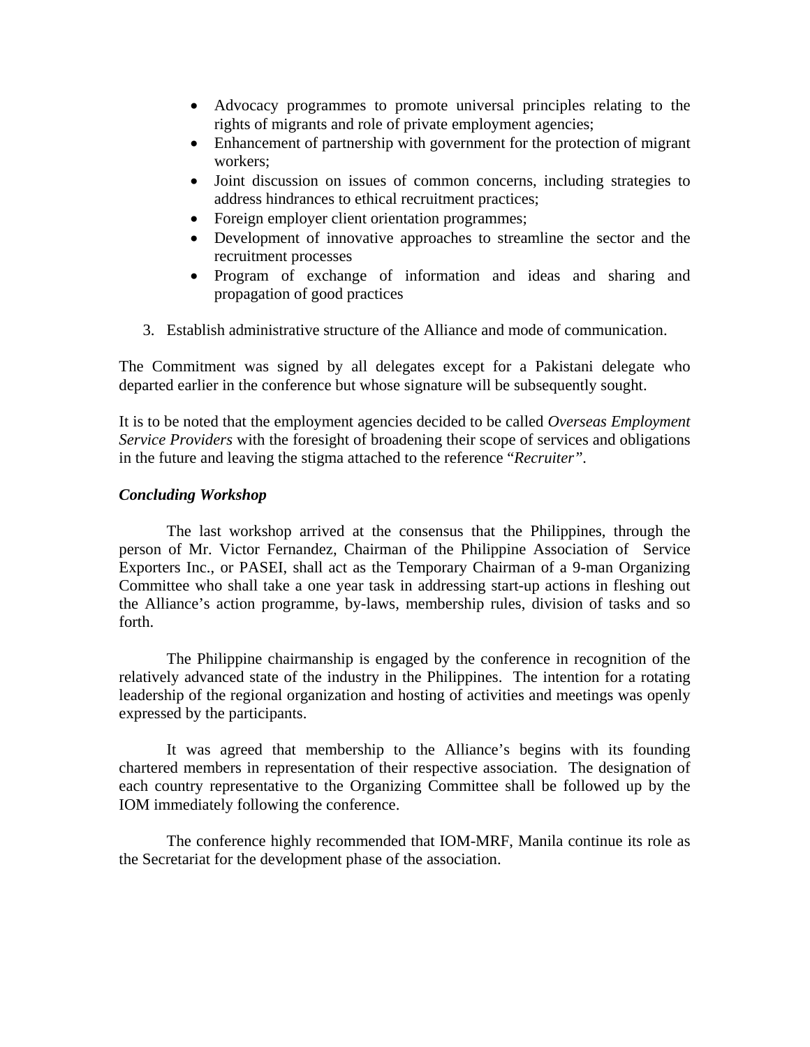- Advocacy programmes to promote universal principles relating to the rights of migrants and role of private employment agencies;
- Enhancement of partnership with government for the protection of migrant workers;
- Joint discussion on issues of common concerns, including strategies to address hindrances to ethical recruitment practices;
- Foreign employer client orientation programmes;
- Development of innovative approaches to streamline the sector and the recruitment processes
- Program of exchange of information and ideas and sharing and propagation of good practices

3. Establish administrative structure of the Alliance and mode of communication.

The Commitment was signed by all delegates except for a Pakistani delegate who departed earlier in the conference but whose signature will be subsequently sought.

It is to be noted that the employment agencies decided to be called *Overseas Employment Service Providers* with the foresight of broadening their scope of services and obligations in the future and leaving the stigma attached to the reference "*Recruiter"*.

***Concluding Workshop***

The last workshop arrived at the consensus that the Philippines, through the person of Mr. Victor Fernandez, Chairman of the Philippine Association of Service Exporters Inc., or PASEI, shall act as the Temporary Chairman of a 9-man Organizing Committee who shall take a one year task in addressing start-up actions in fleshing out the Alliance's action programme, by-laws, membership rules, division of tasks and so forth.

The Philippine chairmanship is engaged by the conference in recognition of the relatively advanced state of the industry in the Philippines. The intention for a rotating leadership of the regional organization and hosting of activities and meetings was openly expressed by the participants.

It was agreed that membership to the Alliance's begins with its founding chartered members in representation of their respective association. The designation of each country representative to the Organizing Committee shall be followed up by the IOM immediately following the conference.

The conference highly recommended that IOM-MRF, Manila continue its role as the Secretariat for the development phase of the association.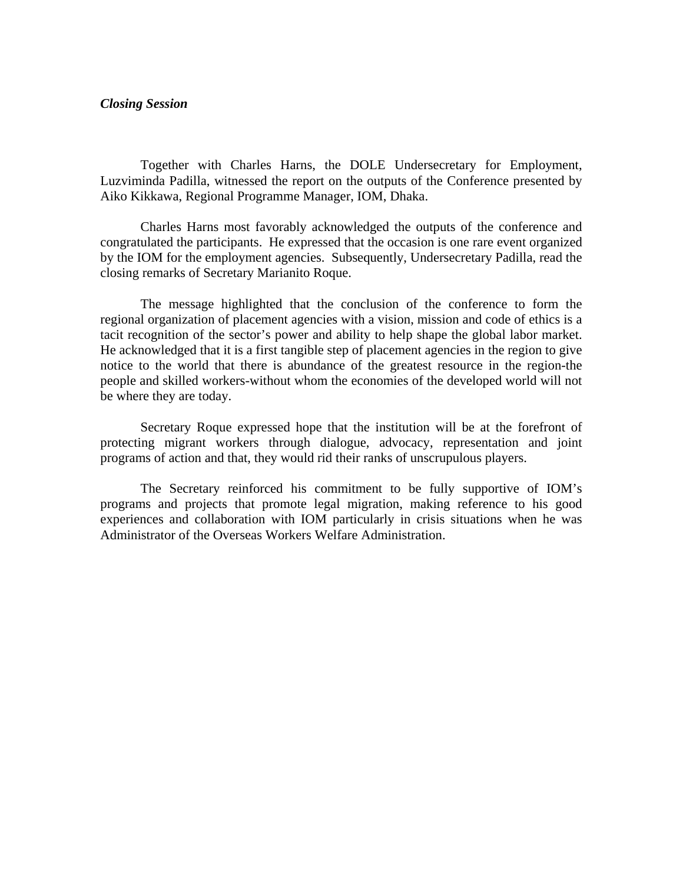***Closing Session***

Together with Charles Harns, the DOLE Undersecretary for Employment, Luzviminda Padilla, witnessed the report on the outputs of the Conference presented by Aiko Kikkawa, Regional Programme Manager, IOM, Dhaka.

Charles Harns most favorably acknowledged the outputs of the conference and congratulated the participants. He expressed that the occasion is one rare event organized by the IOM for the employment agencies. Subsequently, Undersecretary Padilla, read the closing remarks of Secretary Marianito Roque.

The message highlighted that the conclusion of the conference to form the regional organization of placement agencies with a vision, mission and code of ethics is a tacit recognition of the sector's power and ability to help shape the global labor market. He acknowledged that it is a first tangible step of placement agencies in the region to give notice to the world that there is abundance of the greatest resource in the region-the people and skilled workers-without whom the economies of the developed world will not be where they are today.

Secretary Roque expressed hope that the institution will be at the forefront of protecting migrant workers through dialogue, advocacy, representation and joint programs of action and that, they would rid their ranks of unscrupulous players.

The Secretary reinforced his commitment to be fully supportive of IOM's programs and projects that promote legal migration, making reference to his good experiences and collaboration with IOM particularly in crisis situations when he was Administrator of the Overseas Workers Welfare Administration.